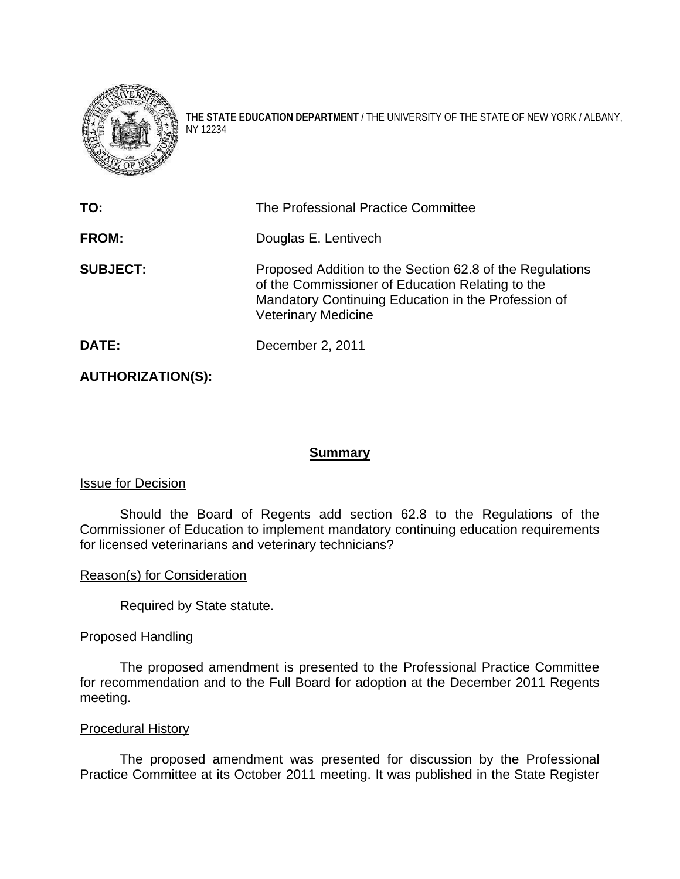**THE STATE EDUCATION DEPARTMENT** / THE UNIVERSITY OF THE STATE OF NEW YORK / ALBANY, NY 12234

| | |
|---|---|
| **TO:** | The Professional Practice Committee |
| **FROM:** | Douglas E. Lentivech |
| **SUBJECT:** | Proposed Addition to the Section 62.8 of the Regulations of the Commissioner of Education Relating to the Mandatory Continuing Education in the Profession of Veterinary Medicine |
| **DATE:** | December 2, 2011 |
| **AUTHORIZATION(S):** | |

## Summary

Issue for Decision

Should the Board of Regents add section 62.8 to the Regulations of the Commissioner of Education to implement mandatory continuing education requirements for licensed veterinarians and veterinary technicians?

Reason(s) for Consideration

Required by State statute.

Proposed Handling

The proposed amendment is presented to the Professional Practice Committee for recommendation and to the Full Board for adoption at the December 2011 Regents meeting.

Procedural History

The proposed amendment was presented for discussion by the Professional Practice Committee at its October 2011 meeting. It was published in the State Register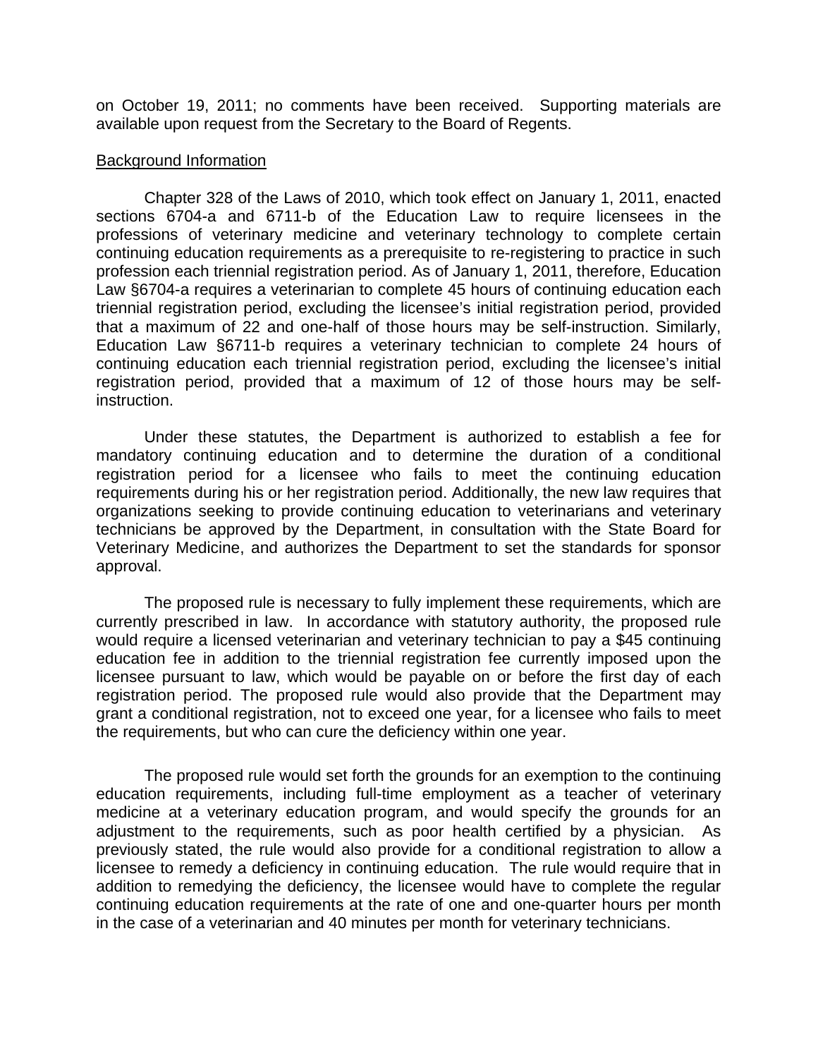on October 19, 2011; no comments have been received. Supporting materials are available upon request from the Secretary to the Board of Regents.

## Background Information

Chapter 328 of the Laws of 2010, which took effect on January 1, 2011, enacted sections 6704-a and 6711-b of the Education Law to require licensees in the professions of veterinary medicine and veterinary technology to complete certain continuing education requirements as a prerequisite to re-registering to practice in such profession each triennial registration period. As of January 1, 2011, therefore, Education Law §6704-a requires a veterinarian to complete 45 hours of continuing education each triennial registration period, excluding the licensee's initial registration period, provided that a maximum of 22 and one-half of those hours may be self-instruction. Similarly, Education Law §6711-b requires a veterinary technician to complete 24 hours of continuing education each triennial registration period, excluding the licensee's initial registration period, provided that a maximum of 12 of those hours may be self-instruction.

Under these statutes, the Department is authorized to establish a fee for mandatory continuing education and to determine the duration of a conditional registration period for a licensee who fails to meet the continuing education requirements during his or her registration period. Additionally, the new law requires that organizations seeking to provide continuing education to veterinarians and veterinary technicians be approved by the Department, in consultation with the State Board for Veterinary Medicine, and authorizes the Department to set the standards for sponsor approval.

The proposed rule is necessary to fully implement these requirements, which are currently prescribed in law. In accordance with statutory authority, the proposed rule would require a licensed veterinarian and veterinary technician to pay a $45 continuing education fee in addition to the triennial registration fee currently imposed upon the licensee pursuant to law, which would be payable on or before the first day of each registration period. The proposed rule would also provide that the Department may grant a conditional registration, not to exceed one year, for a licensee who fails to meet the requirements, but who can cure the deficiency within one year.

The proposed rule would set forth the grounds for an exemption to the continuing education requirements, including full-time employment as a teacher of veterinary medicine at a veterinary education program, and would specify the grounds for an adjustment to the requirements, such as poor health certified by a physician. As previously stated, the rule would also provide for a conditional registration to allow a licensee to remedy a deficiency in continuing education. The rule would require that in addition to remedying the deficiency, the licensee would have to complete the regular continuing education requirements at the rate of one and one-quarter hours per month in the case of a veterinarian and 40 minutes per month for veterinary technicians.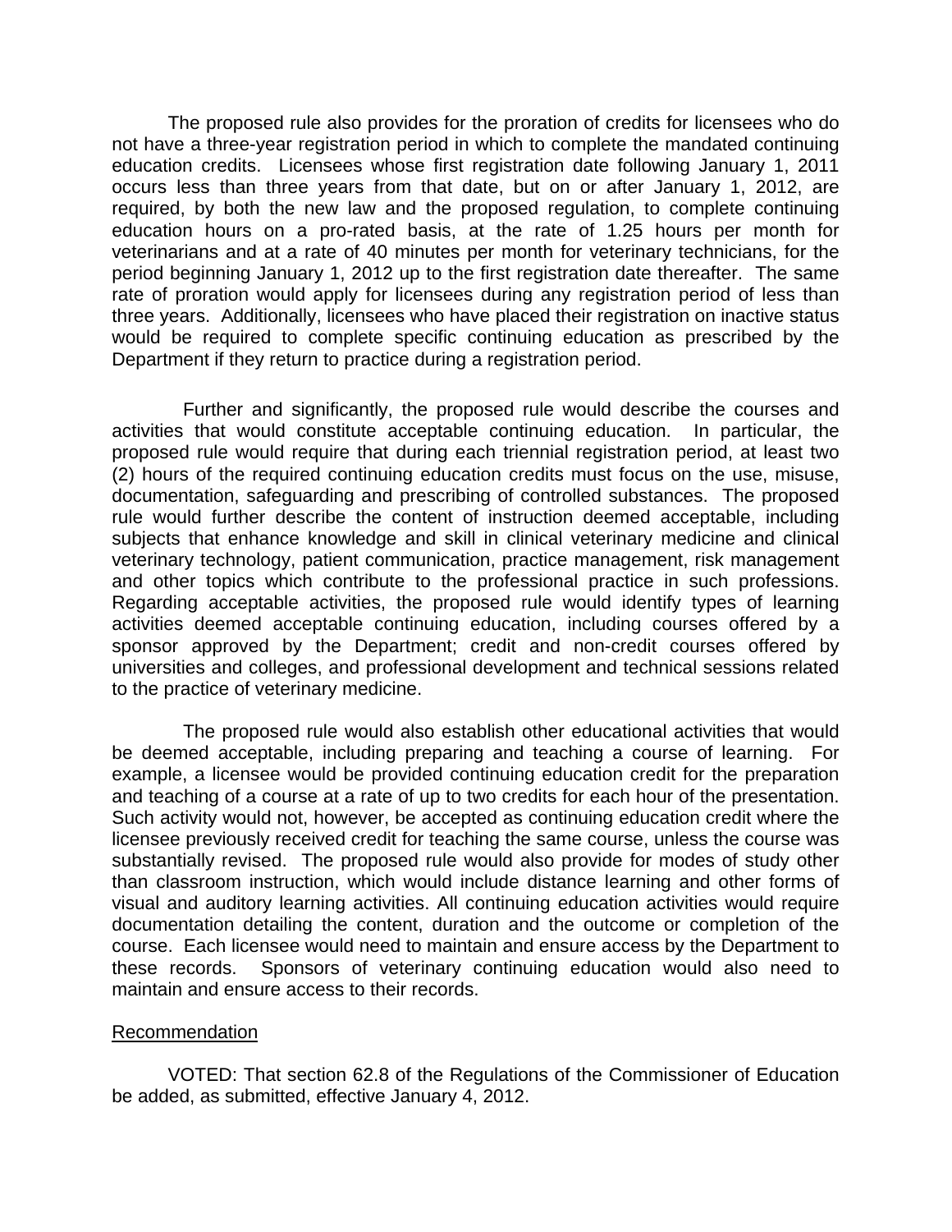The proposed rule also provides for the proration of credits for licensees who do not have a three-year registration period in which to complete the mandated continuing education credits. Licensees whose first registration date following January 1, 2011 occurs less than three years from that date, but on or after January 1, 2012, are required, by both the new law and the proposed regulation, to complete continuing education hours on a pro-rated basis, at the rate of 1.25 hours per month for veterinarians and at a rate of 40 minutes per month for veterinary technicians, for the period beginning January 1, 2012 up to the first registration date thereafter. The same rate of proration would apply for licensees during any registration period of less than three years. Additionally, licensees who have placed their registration on inactive status would be required to complete specific continuing education as prescribed by the Department if they return to practice during a registration period.

Further and significantly, the proposed rule would describe the courses and activities that would constitute acceptable continuing education. In particular, the proposed rule would require that during each triennial registration period, at least two (2) hours of the required continuing education credits must focus on the use, misuse, documentation, safeguarding and prescribing of controlled substances. The proposed rule would further describe the content of instruction deemed acceptable, including subjects that enhance knowledge and skill in clinical veterinary medicine and clinical veterinary technology, patient communication, practice management, risk management and other topics which contribute to the professional practice in such professions. Regarding acceptable activities, the proposed rule would identify types of learning activities deemed acceptable continuing education, including courses offered by a sponsor approved by the Department; credit and non-credit courses offered by universities and colleges, and professional development and technical sessions related to the practice of veterinary medicine.

The proposed rule would also establish other educational activities that would be deemed acceptable, including preparing and teaching a course of learning. For example, a licensee would be provided continuing education credit for the preparation and teaching of a course at a rate of up to two credits for each hour of the presentation. Such activity would not, however, be accepted as continuing education credit where the licensee previously received credit for teaching the same course, unless the course was substantially revised. The proposed rule would also provide for modes of study other than classroom instruction, which would include distance learning and other forms of visual and auditory learning activities. All continuing education activities would require documentation detailing the content, duration and the outcome or completion of the course. Each licensee would need to maintain and ensure access by the Department to these records. Sponsors of veterinary continuing education would also need to maintain and ensure access to their records.

Recommendation

VOTED: That section 62.8 of the Regulations of the Commissioner of Education be added, as submitted, effective January 4, 2012.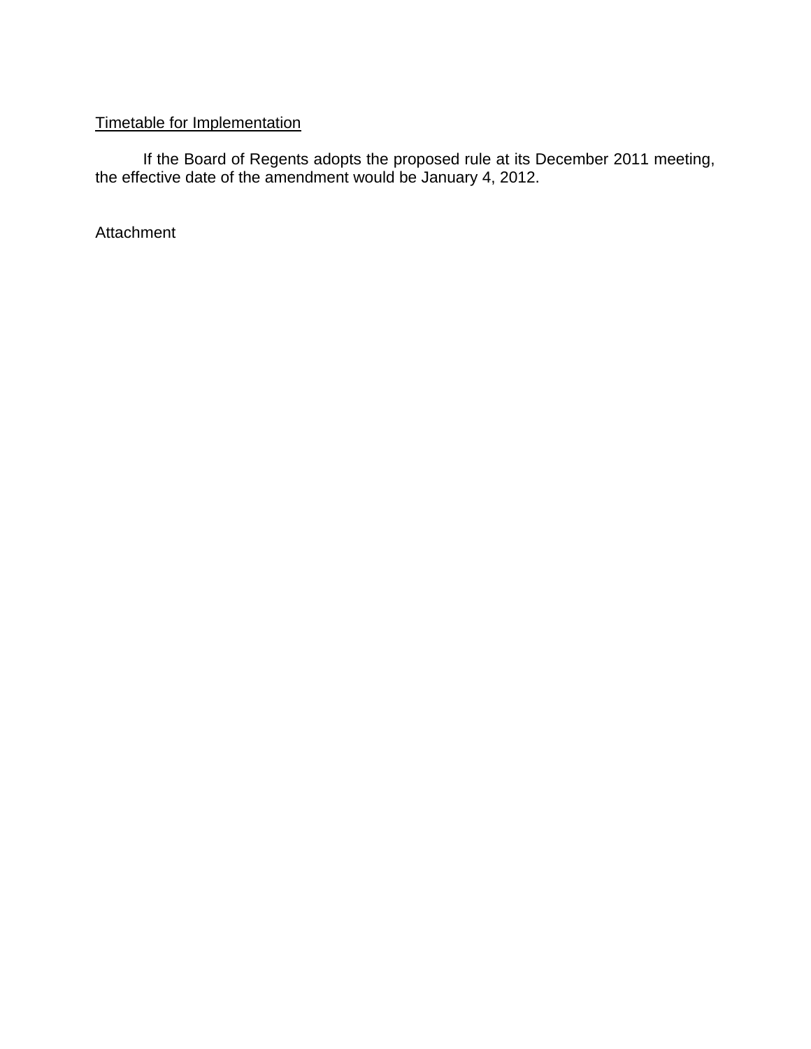Timetable for Implementation

If the Board of Regents adopts the proposed rule at its December 2011 meeting, the effective date of the amendment would be January 4, 2012.

Attachment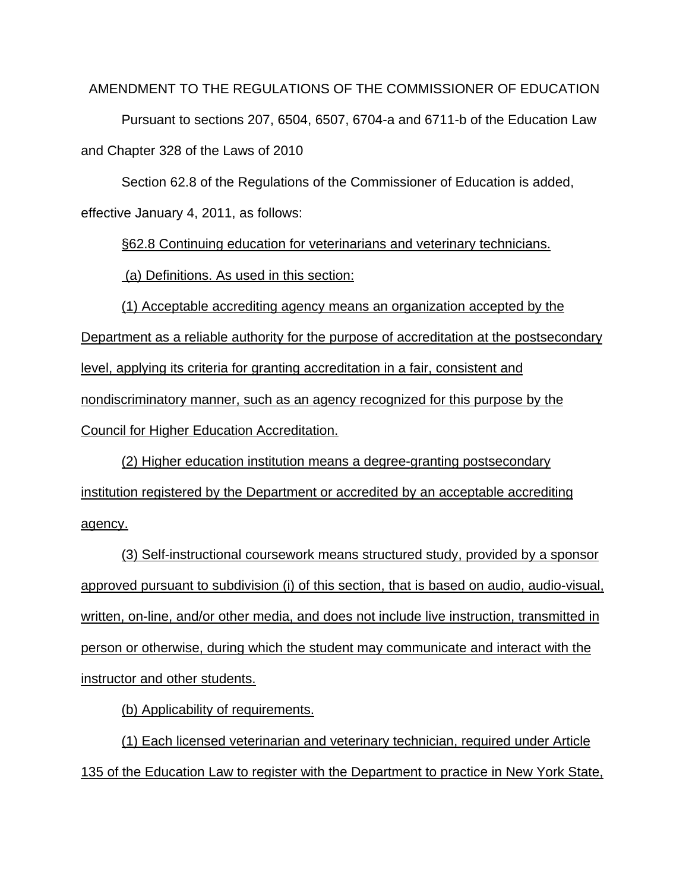AMENDMENT TO THE REGULATIONS OF THE COMMISSIONER OF EDUCATION

Pursuant to sections 207, 6504, 6507, 6704-a and 6711-b of the Education Law and Chapter 328 of the Laws of 2010

Section 62.8 of the Regulations of the Commissioner of Education is added, effective January 4, 2011, as follows:

§62.8 Continuing education for veterinarians and veterinary technicians.

(a) Definitions. As used in this section:

(1) Acceptable accrediting agency means an organization accepted by the Department as a reliable authority for the purpose of accreditation at the postsecondary level, applying its criteria for granting accreditation in a fair, consistent and nondiscriminatory manner, such as an agency recognized for this purpose by the Council for Higher Education Accreditation.

(2) Higher education institution means a degree-granting postsecondary institution registered by the Department or accredited by an acceptable accrediting agency.

(3) Self-instructional coursework means structured study, provided by a sponsor approved pursuant to subdivision (i) of this section, that is based on audio, audio-visual, written, on-line, and/or other media, and does not include live instruction, transmitted in person or otherwise, during which the student may communicate and interact with the instructor and other students.

(b) Applicability of requirements.

(1) Each licensed veterinarian and veterinary technician, required under Article 135 of the Education Law to register with the Department to practice in New York State,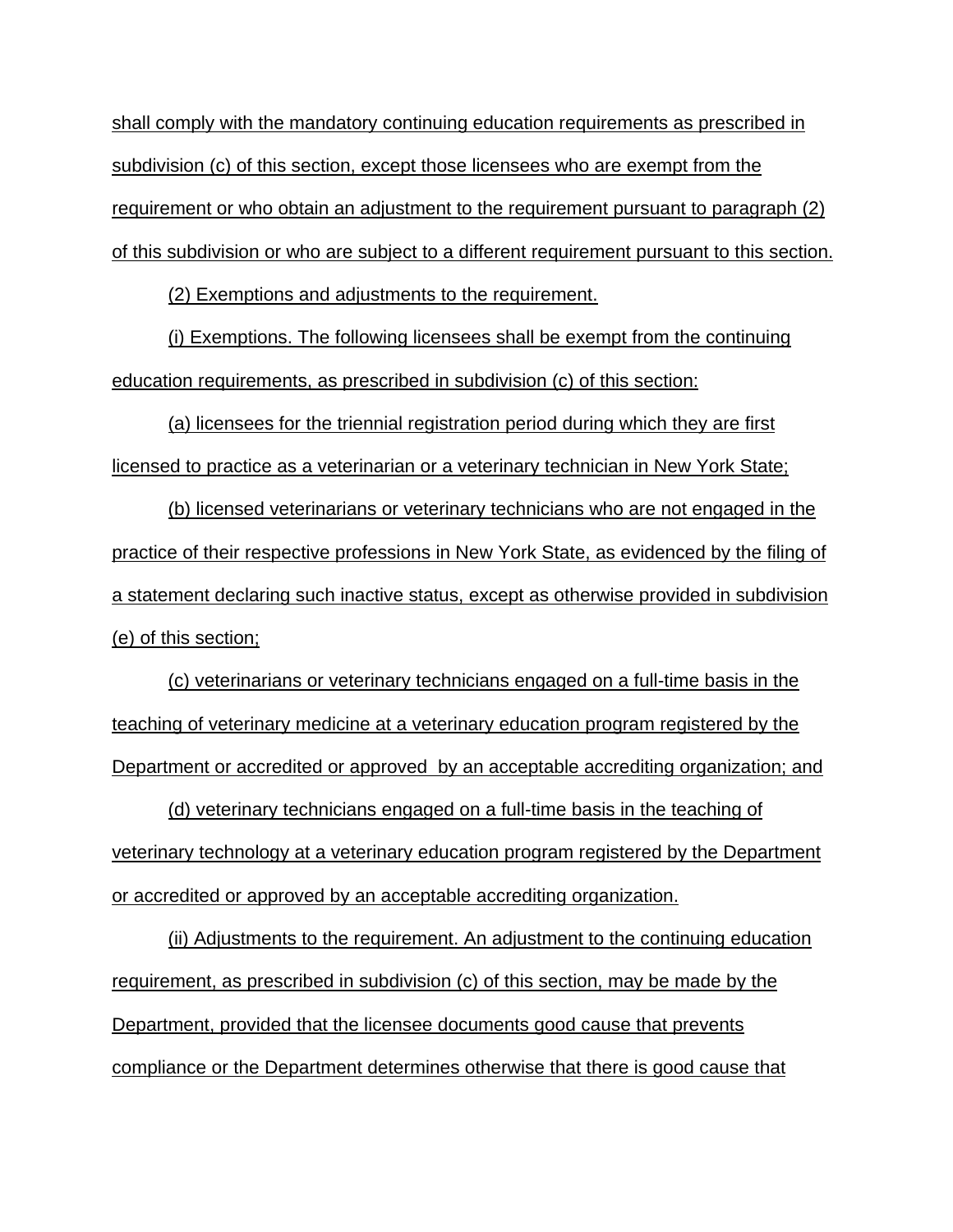shall comply with the mandatory continuing education requirements as prescribed in subdivision (c) of this section, except those licensees who are exempt from the requirement or who obtain an adjustment to the requirement pursuant to paragraph (2) of this subdivision or who are subject to a different requirement pursuant to this section.

(2) Exemptions and adjustments to the requirement.

(i) Exemptions. The following licensees shall be exempt from the continuing education requirements, as prescribed in subdivision (c) of this section:

(a) licensees for the triennial registration period during which they are first licensed to practice as a veterinarian or a veterinary technician in New York State;

(b) licensed veterinarians or veterinary technicians who are not engaged in the practice of their respective professions in New York State, as evidenced by the filing of a statement declaring such inactive status, except as otherwise provided in subdivision (e) of this section;

(c) veterinarians or veterinary technicians engaged on a full-time basis in the teaching of veterinary medicine at a veterinary education program registered by the Department or accredited or approved by an acceptable accrediting organization; and

(d) veterinary technicians engaged on a full-time basis in the teaching of veterinary technology at a veterinary education program registered by the Department or accredited or approved by an acceptable accrediting organization.

(ii) Adjustments to the requirement. An adjustment to the continuing education requirement, as prescribed in subdivision (c) of this section, may be made by the Department, provided that the licensee documents good cause that prevents compliance or the Department determines otherwise that there is good cause that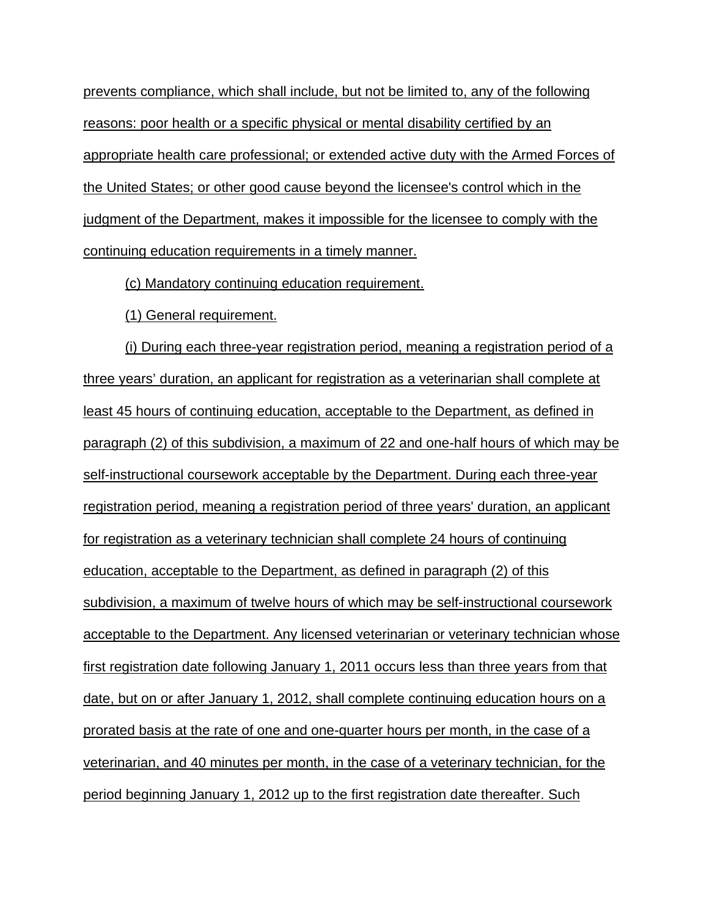prevents compliance, which shall include, but not be limited to, any of the following reasons: poor health or a specific physical or mental disability certified by an appropriate health care professional; or extended active duty with the Armed Forces of the United States; or other good cause beyond the licensee's control which in the judgment of the Department, makes it impossible for the licensee to comply with the continuing education requirements in a timely manner.

(c) Mandatory continuing education requirement.

(1) General requirement.

(i) During each three-year registration period, meaning a registration period of a three years' duration, an applicant for registration as a veterinarian shall complete at least 45 hours of continuing education, acceptable to the Department, as defined in paragraph (2) of this subdivision, a maximum of 22 and one-half hours of which may be self-instructional coursework acceptable by the Department. During each three-year registration period, meaning a registration period of three years' duration, an applicant for registration as a veterinary technician shall complete 24 hours of continuing education, acceptable to the Department, as defined in paragraph (2) of this subdivision, a maximum of twelve hours of which may be self-instructional coursework acceptable to the Department. Any licensed veterinarian or veterinary technician whose first registration date following January 1, 2011 occurs less than three years from that date, but on or after January 1, 2012, shall complete continuing education hours on a prorated basis at the rate of one and one-quarter hours per month, in the case of a veterinarian, and 40 minutes per month, in the case of a veterinary technician, for the period beginning January 1, 2012 up to the first registration date thereafter. Such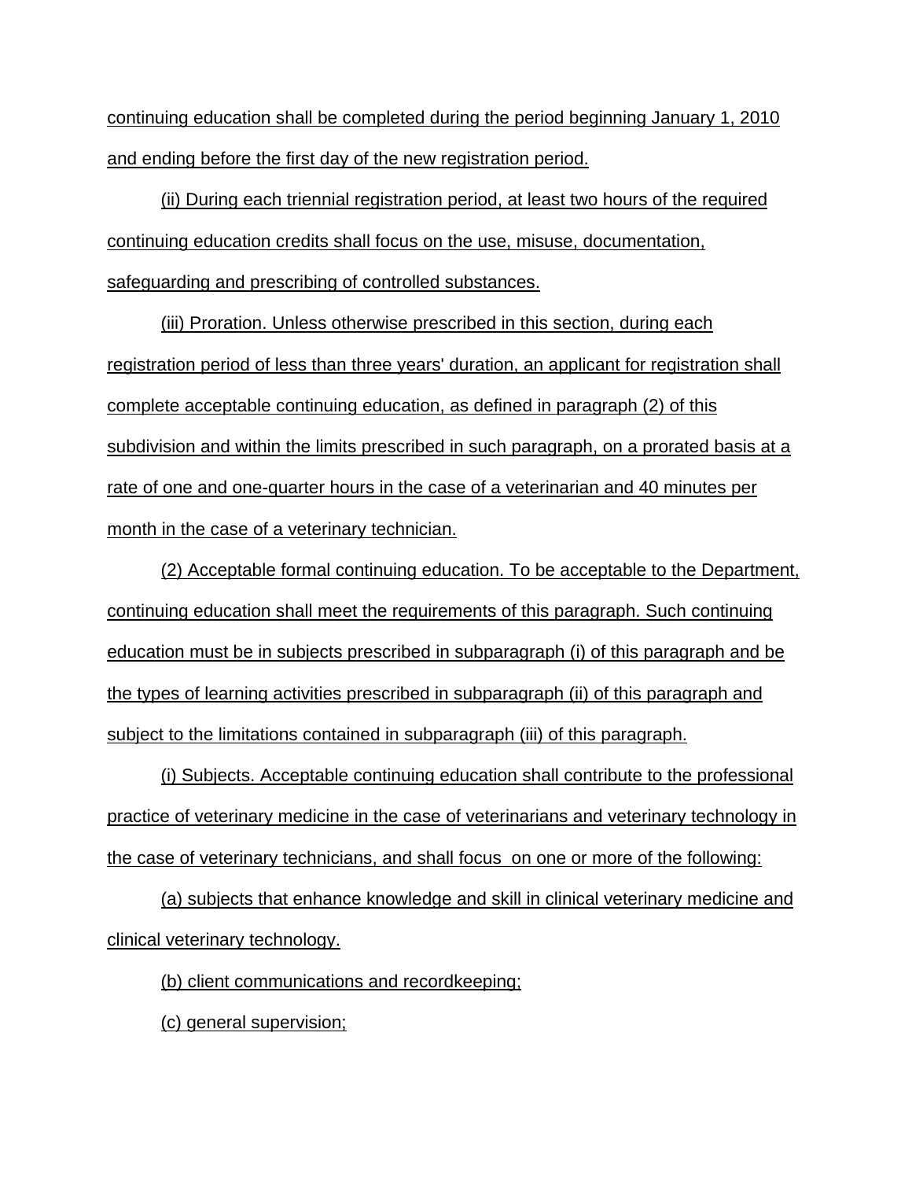continuing education shall be completed during the period beginning January 1, 2010 and ending before the first day of the new registration period.

(ii) During each triennial registration period, at least two hours of the required continuing education credits shall focus on the use, misuse, documentation, safeguarding and prescribing of controlled substances.

(iii) Proration. Unless otherwise prescribed in this section, during each registration period of less than three years' duration, an applicant for registration shall complete acceptable continuing education, as defined in paragraph (2) of this subdivision and within the limits prescribed in such paragraph, on a prorated basis at a rate of one and one-quarter hours in the case of a veterinarian and 40 minutes per month in the case of a veterinary technician.

(2) Acceptable formal continuing education. To be acceptable to the Department, continuing education shall meet the requirements of this paragraph. Such continuing education must be in subjects prescribed in subparagraph (i) of this paragraph and be the types of learning activities prescribed in subparagraph (ii) of this paragraph and subject to the limitations contained in subparagraph (iii) of this paragraph.

(i) Subjects. Acceptable continuing education shall contribute to the professional practice of veterinary medicine in the case of veterinarians and veterinary technology in the case of veterinary technicians, and shall focus on one or more of the following:

(a) subjects that enhance knowledge and skill in clinical veterinary medicine and clinical veterinary technology.

(b) client communications and recordkeeping;

(c) general supervision;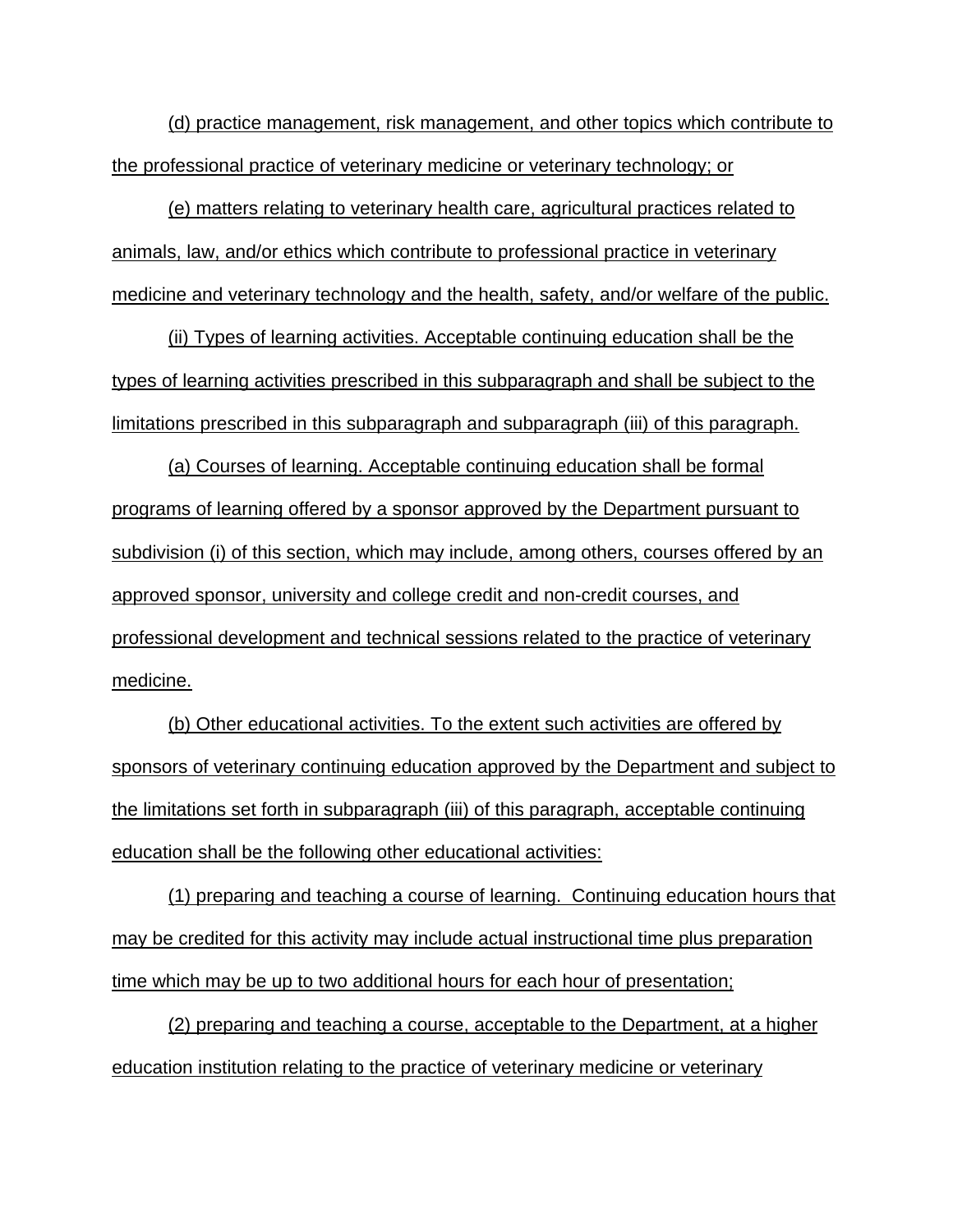(d) practice management, risk management, and other topics which contribute to the professional practice of veterinary medicine or veterinary technology; or

(e) matters relating to veterinary health care, agricultural practices related to animals, law, and/or ethics which contribute to professional practice in veterinary medicine and veterinary technology and the health, safety, and/or welfare of the public.

(ii) Types of learning activities. Acceptable continuing education shall be the types of learning activities prescribed in this subparagraph and shall be subject to the limitations prescribed in this subparagraph and subparagraph (iii) of this paragraph.

(a) Courses of learning. Acceptable continuing education shall be formal programs of learning offered by a sponsor approved by the Department pursuant to subdivision (i) of this section, which may include, among others, courses offered by an approved sponsor, university and college credit and non-credit courses, and professional development and technical sessions related to the practice of veterinary medicine.

(b) Other educational activities. To the extent such activities are offered by sponsors of veterinary continuing education approved by the Department and subject to the limitations set forth in subparagraph (iii) of this paragraph, acceptable continuing education shall be the following other educational activities:

(1) preparing and teaching a course of learning. Continuing education hours that may be credited for this activity may include actual instructional time plus preparation time which may be up to two additional hours for each hour of presentation;

(2) preparing and teaching a course, acceptable to the Department, at a higher education institution relating to the practice of veterinary medicine or veterinary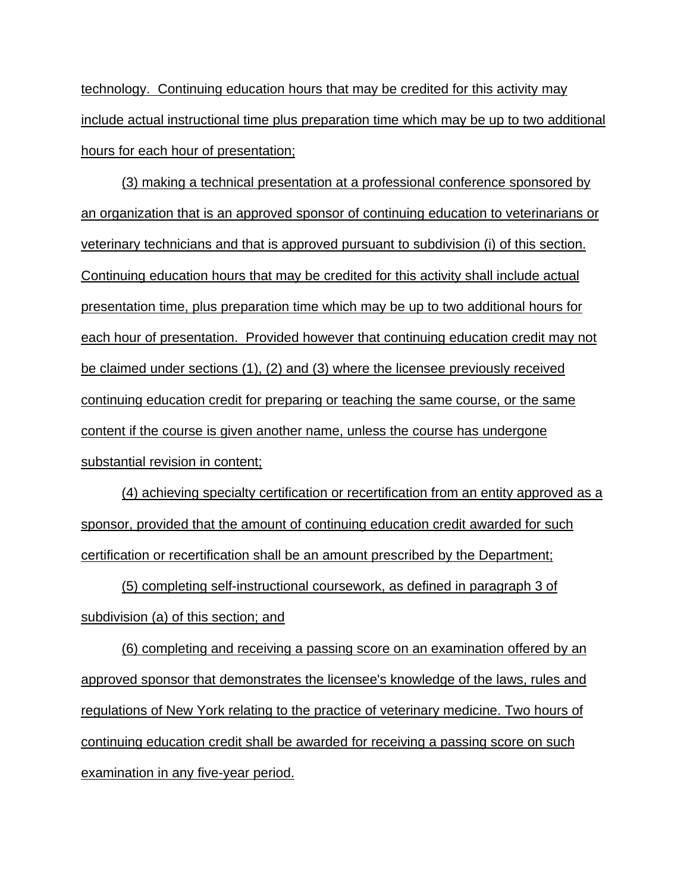technology. Continuing education hours that may be credited for this activity may include actual instructional time plus preparation time which may be up to two additional hours for each hour of presentation;

(3) making a technical presentation at a professional conference sponsored by an organization that is an approved sponsor of continuing education to veterinarians or veterinary technicians and that is approved pursuant to subdivision (i) of this section. Continuing education hours that may be credited for this activity shall include actual presentation time, plus preparation time which may be up to two additional hours for each hour of presentation. Provided however that continuing education credit may not be claimed under sections (1), (2) and (3) where the licensee previously received continuing education credit for preparing or teaching the same course, or the same content if the course is given another name, unless the course has undergone substantial revision in content;

(4) achieving specialty certification or recertification from an entity approved as a sponsor, provided that the amount of continuing education credit awarded for such certification or recertification shall be an amount prescribed by the Department;

(5) completing self-instructional coursework, as defined in paragraph 3 of subdivision (a) of this section; and

(6) completing and receiving a passing score on an examination offered by an approved sponsor that demonstrates the licensee's knowledge of the laws, rules and regulations of New York relating to the practice of veterinary medicine. Two hours of continuing education credit shall be awarded for receiving a passing score on such examination in any five-year period.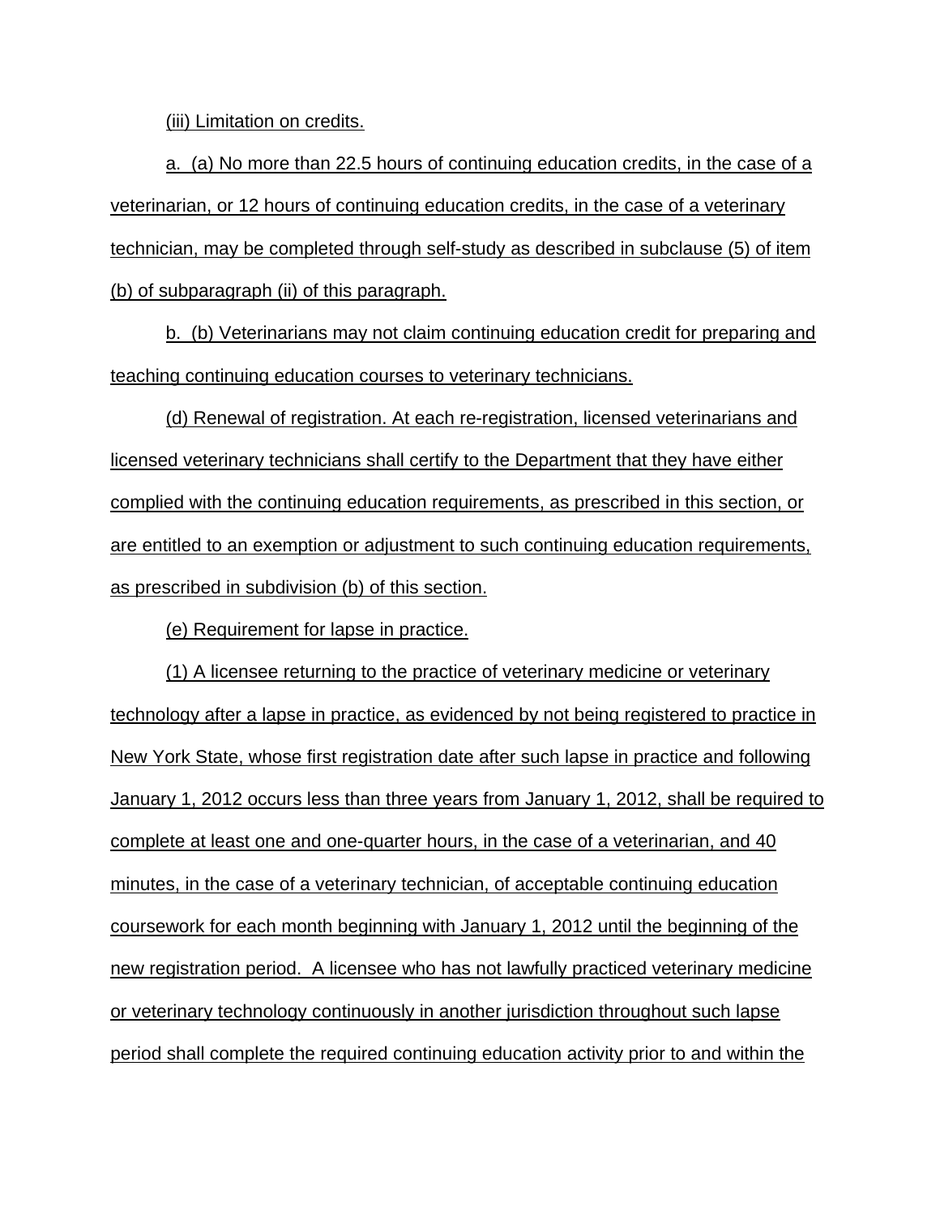(iii) Limitation on credits.

a. (a) No more than 22.5 hours of continuing education credits, in the case of a veterinarian, or 12 hours of continuing education credits, in the case of a veterinary technician, may be completed through self-study as described in subclause (5) of item (b) of subparagraph (ii) of this paragraph.

b. (b) Veterinarians may not claim continuing education credit for preparing and teaching continuing education courses to veterinary technicians.

(d) Renewal of registration. At each re-registration, licensed veterinarians and licensed veterinary technicians shall certify to the Department that they have either complied with the continuing education requirements, as prescribed in this section, or are entitled to an exemption or adjustment to such continuing education requirements, as prescribed in subdivision (b) of this section.

(e) Requirement for lapse in practice.

(1) A licensee returning to the practice of veterinary medicine or veterinary technology after a lapse in practice, as evidenced by not being registered to practice in New York State, whose first registration date after such lapse in practice and following January 1, 2012 occurs less than three years from January 1, 2012, shall be required to complete at least one and one-quarter hours, in the case of a veterinarian, and 40 minutes, in the case of a veterinary technician, of acceptable continuing education coursework for each month beginning with January 1, 2012 until the beginning of the new registration period. A licensee who has not lawfully practiced veterinary medicine or veterinary technology continuously in another jurisdiction throughout such lapse period shall complete the required continuing education activity prior to and within the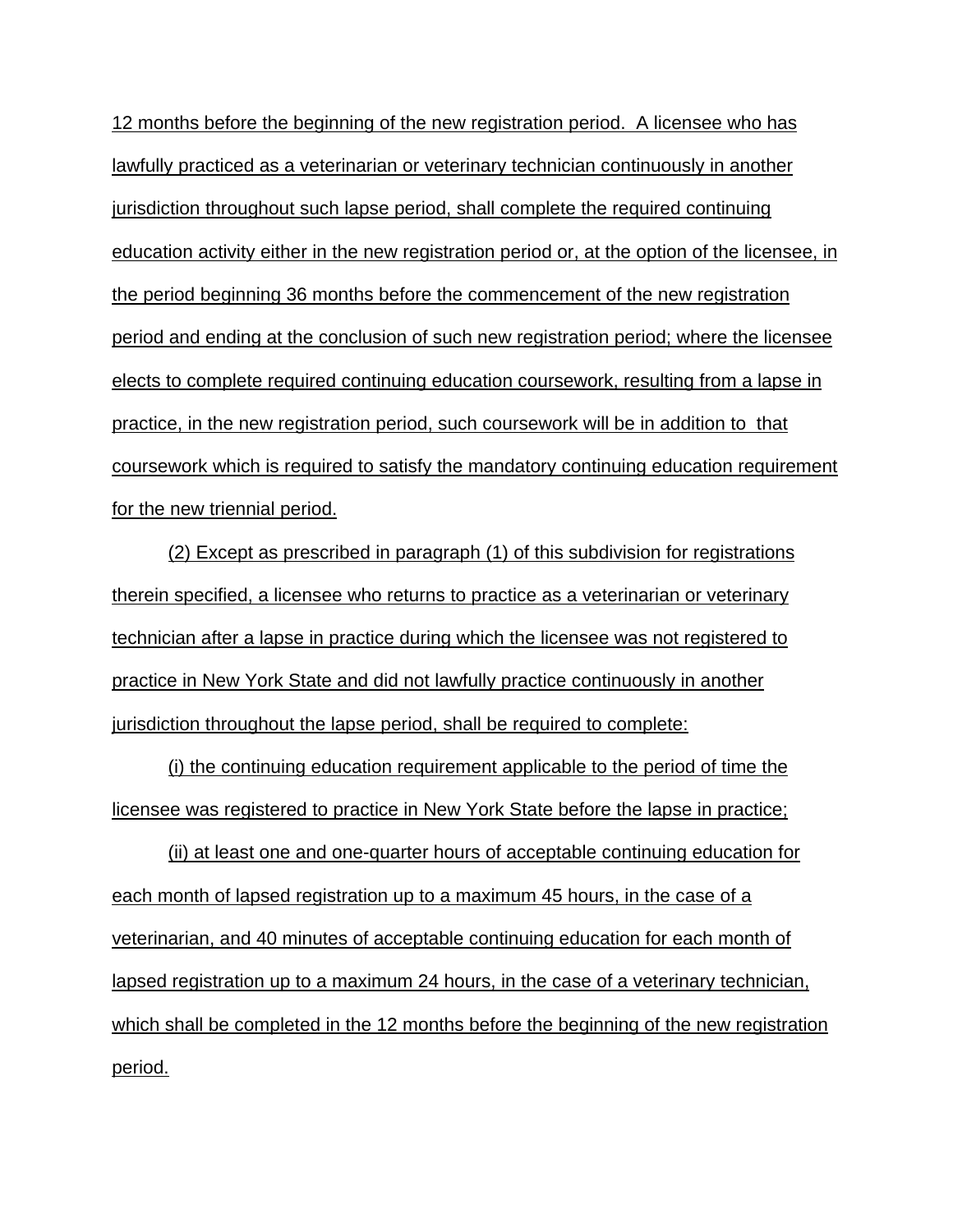12 months before the beginning of the new registration period. A licensee who has lawfully practiced as a veterinarian or veterinary technician continuously in another jurisdiction throughout such lapse period, shall complete the required continuing education activity either in the new registration period or, at the option of the licensee, in the period beginning 36 months before the commencement of the new registration period and ending at the conclusion of such new registration period; where the licensee elects to complete required continuing education coursework, resulting from a lapse in practice, in the new registration period, such coursework will be in addition to that coursework which is required to satisfy the mandatory continuing education requirement for the new triennial period.

(2) Except as prescribed in paragraph (1) of this subdivision for registrations therein specified, a licensee who returns to practice as a veterinarian or veterinary technician after a lapse in practice during which the licensee was not registered to practice in New York State and did not lawfully practice continuously in another jurisdiction throughout the lapse period, shall be required to complete:

(i) the continuing education requirement applicable to the period of time the licensee was registered to practice in New York State before the lapse in practice;

(ii) at least one and one-quarter hours of acceptable continuing education for each month of lapsed registration up to a maximum 45 hours, in the case of a veterinarian, and 40 minutes of acceptable continuing education for each month of lapsed registration up to a maximum 24 hours, in the case of a veterinary technician, which shall be completed in the 12 months before the beginning of the new registration period.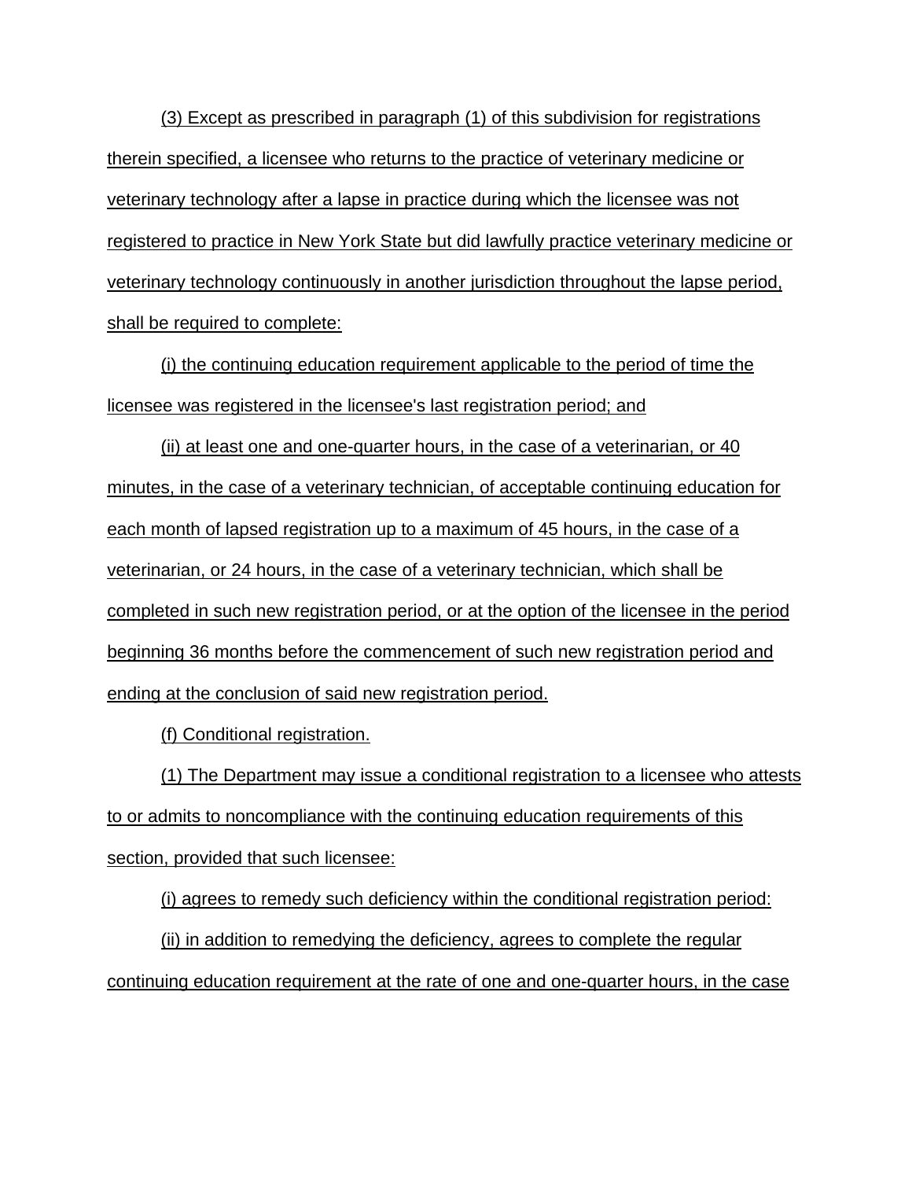(3) Except as prescribed in paragraph (1) of this subdivision for registrations therein specified, a licensee who returns to the practice of veterinary medicine or veterinary technology after a lapse in practice during which the licensee was not registered to practice in New York State but did lawfully practice veterinary medicine or veterinary technology continuously in another jurisdiction throughout the lapse period, shall be required to complete:

(i) the continuing education requirement applicable to the period of time the licensee was registered in the licensee's last registration period; and

(ii) at least one and one-quarter hours, in the case of a veterinarian, or 40 minutes, in the case of a veterinary technician, of acceptable continuing education for each month of lapsed registration up to a maximum of 45 hours, in the case of a veterinarian, or 24 hours, in the case of a veterinary technician, which shall be completed in such new registration period, or at the option of the licensee in the period beginning 36 months before the commencement of such new registration period and ending at the conclusion of said new registration period.

(f) Conditional registration.

(1) The Department may issue a conditional registration to a licensee who attests to or admits to noncompliance with the continuing education requirements of this section, provided that such licensee:

(i) agrees to remedy such deficiency within the conditional registration period:

(ii) in addition to remedying the deficiency, agrees to complete the regular continuing education requirement at the rate of one and one-quarter hours, in the case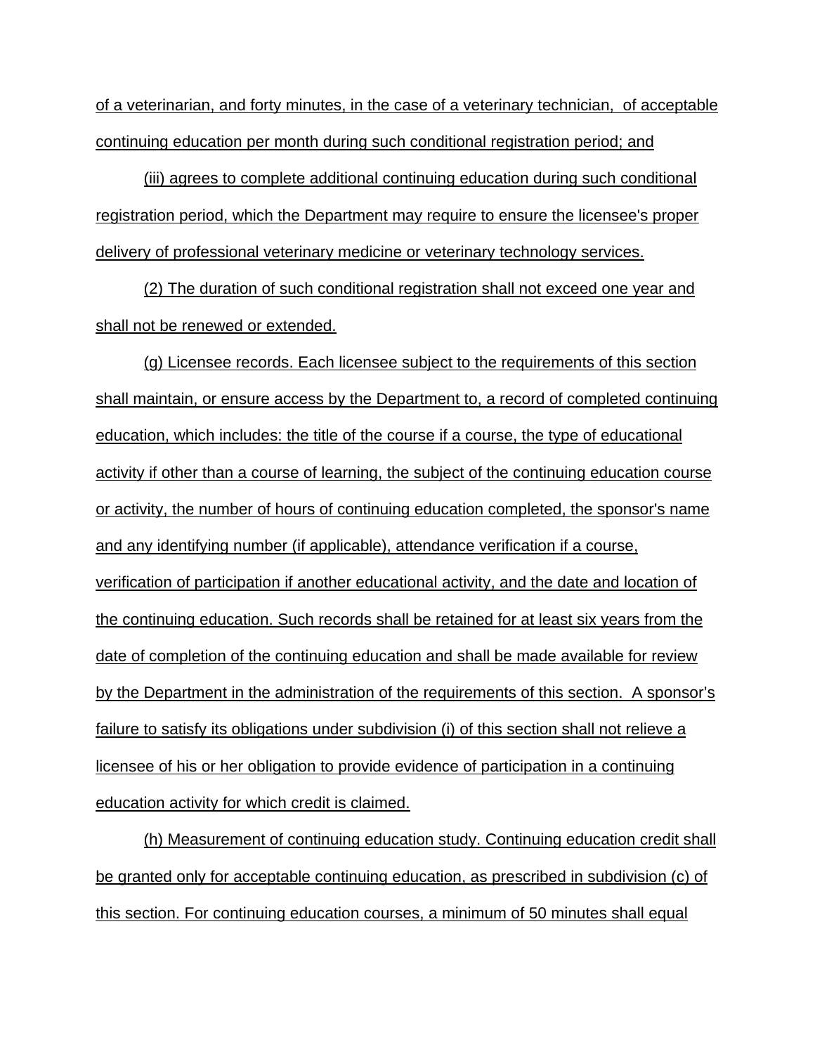of a veterinarian, and forty minutes, in the case of a veterinary technician, of acceptable continuing education per month during such conditional registration period; and

(iii) agrees to complete additional continuing education during such conditional registration period, which the Department may require to ensure the licensee's proper delivery of professional veterinary medicine or veterinary technology services.

(2) The duration of such conditional registration shall not exceed one year and shall not be renewed or extended.

(g) Licensee records. Each licensee subject to the requirements of this section shall maintain, or ensure access by the Department to, a record of completed continuing education, which includes: the title of the course if a course, the type of educational activity if other than a course of learning, the subject of the continuing education course or activity, the number of hours of continuing education completed, the sponsor's name and any identifying number (if applicable), attendance verification if a course, verification of participation if another educational activity, and the date and location of the continuing education. Such records shall be retained for at least six years from the date of completion of the continuing education and shall be made available for review by the Department in the administration of the requirements of this section. A sponsor's failure to satisfy its obligations under subdivision (i) of this section shall not relieve a licensee of his or her obligation to provide evidence of participation in a continuing education activity for which credit is claimed.

(h) Measurement of continuing education study. Continuing education credit shall be granted only for acceptable continuing education, as prescribed in subdivision (c) of this section. For continuing education courses, a minimum of 50 minutes shall equal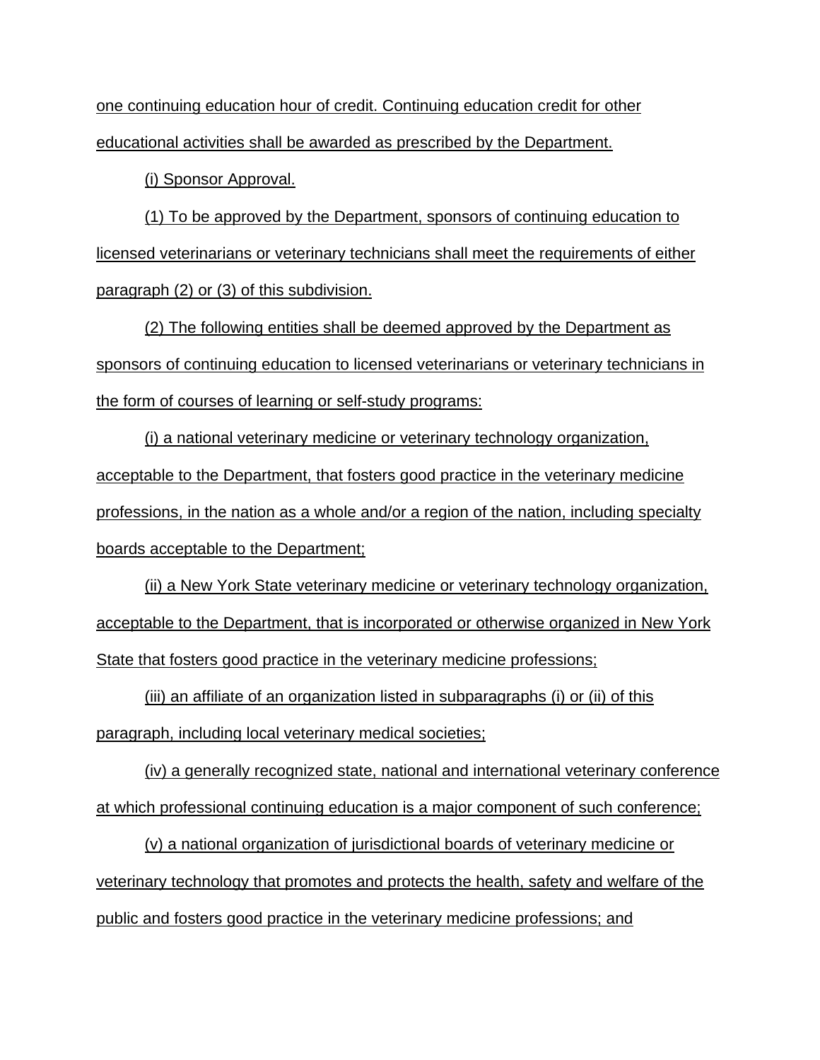one continuing education hour of credit. Continuing education credit for other educational activities shall be awarded as prescribed by the Department.

(i) Sponsor Approval.

(1) To be approved by the Department, sponsors of continuing education to licensed veterinarians or veterinary technicians shall meet the requirements of either paragraph (2) or (3) of this subdivision.

(2) The following entities shall be deemed approved by the Department as sponsors of continuing education to licensed veterinarians or veterinary technicians in the form of courses of learning or self-study programs:

(i) a national veterinary medicine or veterinary technology organization, acceptable to the Department, that fosters good practice in the veterinary medicine professions, in the nation as a whole and/or a region of the nation, including specialty boards acceptable to the Department;

(ii) a New York State veterinary medicine or veterinary technology organization, acceptable to the Department, that is incorporated or otherwise organized in New York State that fosters good practice in the veterinary medicine professions;

(iii) an affiliate of an organization listed in subparagraphs (i) or (ii) of this paragraph, including local veterinary medical societies;

(iv) a generally recognized state, national and international veterinary conference at which professional continuing education is a major component of such conference;

(v) a national organization of jurisdictional boards of veterinary medicine or veterinary technology that promotes and protects the health, safety and welfare of the public and fosters good practice in the veterinary medicine professions; and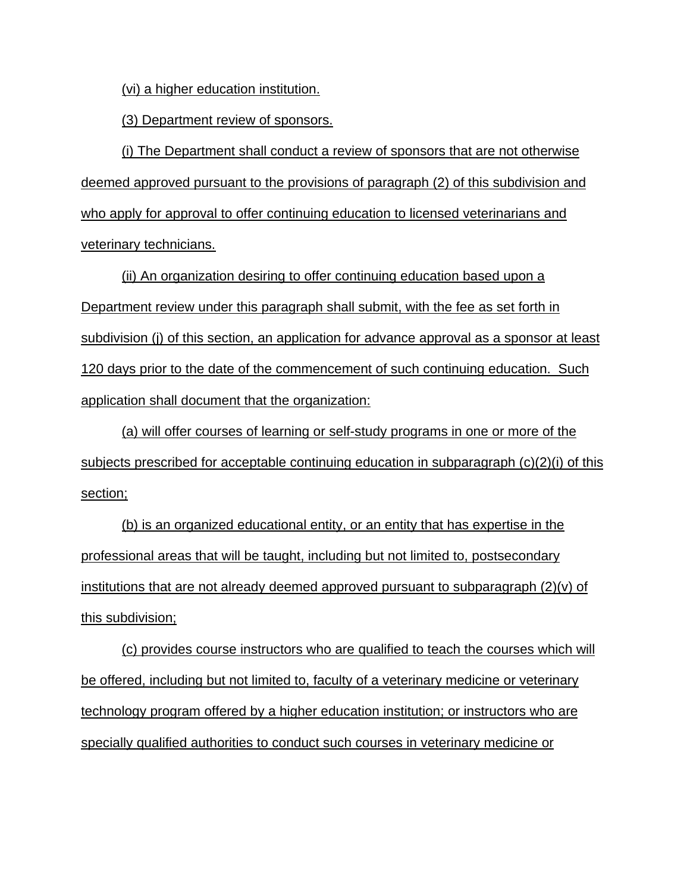(vi) a higher education institution.

(3) Department review of sponsors.

(i) The Department shall conduct a review of sponsors that are not otherwise deemed approved pursuant to the provisions of paragraph (2) of this subdivision and who apply for approval to offer continuing education to licensed veterinarians and veterinary technicians.

(ii) An organization desiring to offer continuing education based upon a Department review under this paragraph shall submit, with the fee as set forth in subdivision (j) of this section, an application for advance approval as a sponsor at least 120 days prior to the date of the commencement of such continuing education. Such application shall document that the organization:

(a) will offer courses of learning or self-study programs in one or more of the subjects prescribed for acceptable continuing education in subparagraph (c)(2)(i) of this section;

(b) is an organized educational entity, or an entity that has expertise in the professional areas that will be taught, including but not limited to, postsecondary institutions that are not already deemed approved pursuant to subparagraph (2)(v) of this subdivision;

(c) provides course instructors who are qualified to teach the courses which will be offered, including but not limited to, faculty of a veterinary medicine or veterinary technology program offered by a higher education institution; or instructors who are specially qualified authorities to conduct such courses in veterinary medicine or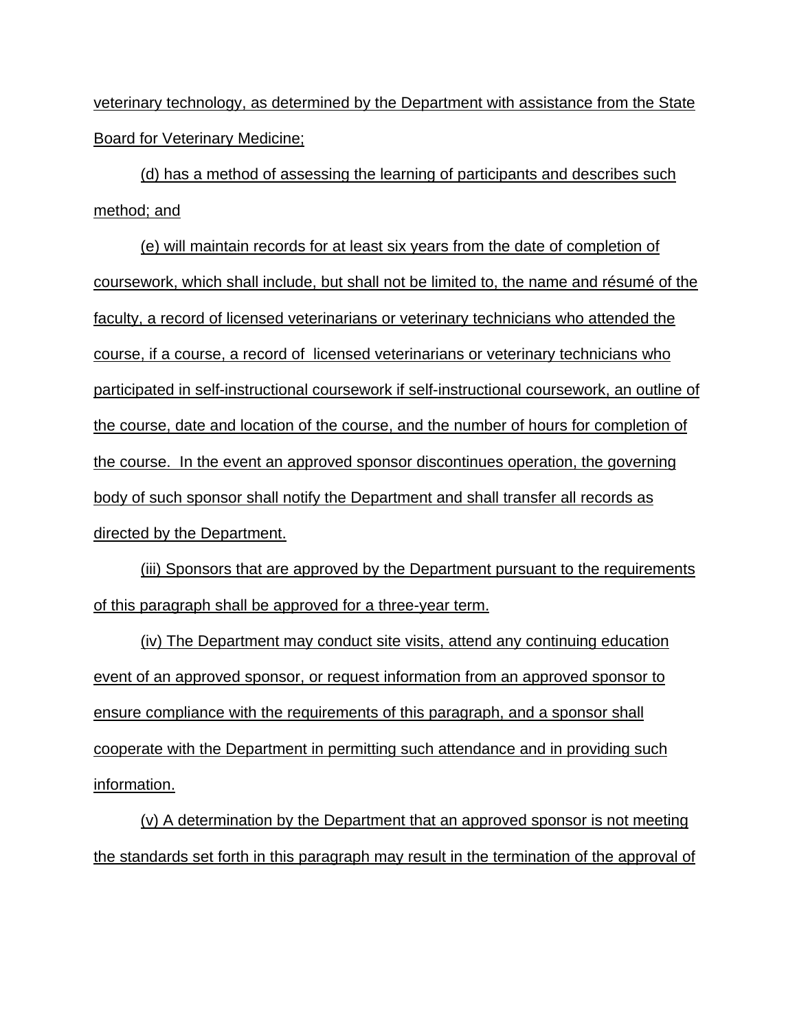veterinary technology, as determined by the Department with assistance from the State Board for Veterinary Medicine;

(d) has a method of assessing the learning of participants and describes such method; and

(e) will maintain records for at least six years from the date of completion of coursework, which shall include, but shall not be limited to, the name and résumé of the faculty, a record of licensed veterinarians or veterinary technicians who attended the course, if a course, a record of licensed veterinarians or veterinary technicians who participated in self-instructional coursework if self-instructional coursework, an outline of the course, date and location of the course, and the number of hours for completion of the course. In the event an approved sponsor discontinues operation, the governing body of such sponsor shall notify the Department and shall transfer all records as directed by the Department.

(iii) Sponsors that are approved by the Department pursuant to the requirements of this paragraph shall be approved for a three-year term.

(iv) The Department may conduct site visits, attend any continuing education event of an approved sponsor, or request information from an approved sponsor to ensure compliance with the requirements of this paragraph, and a sponsor shall cooperate with the Department in permitting such attendance and in providing such information.

(v) A determination by the Department that an approved sponsor is not meeting the standards set forth in this paragraph may result in the termination of the approval of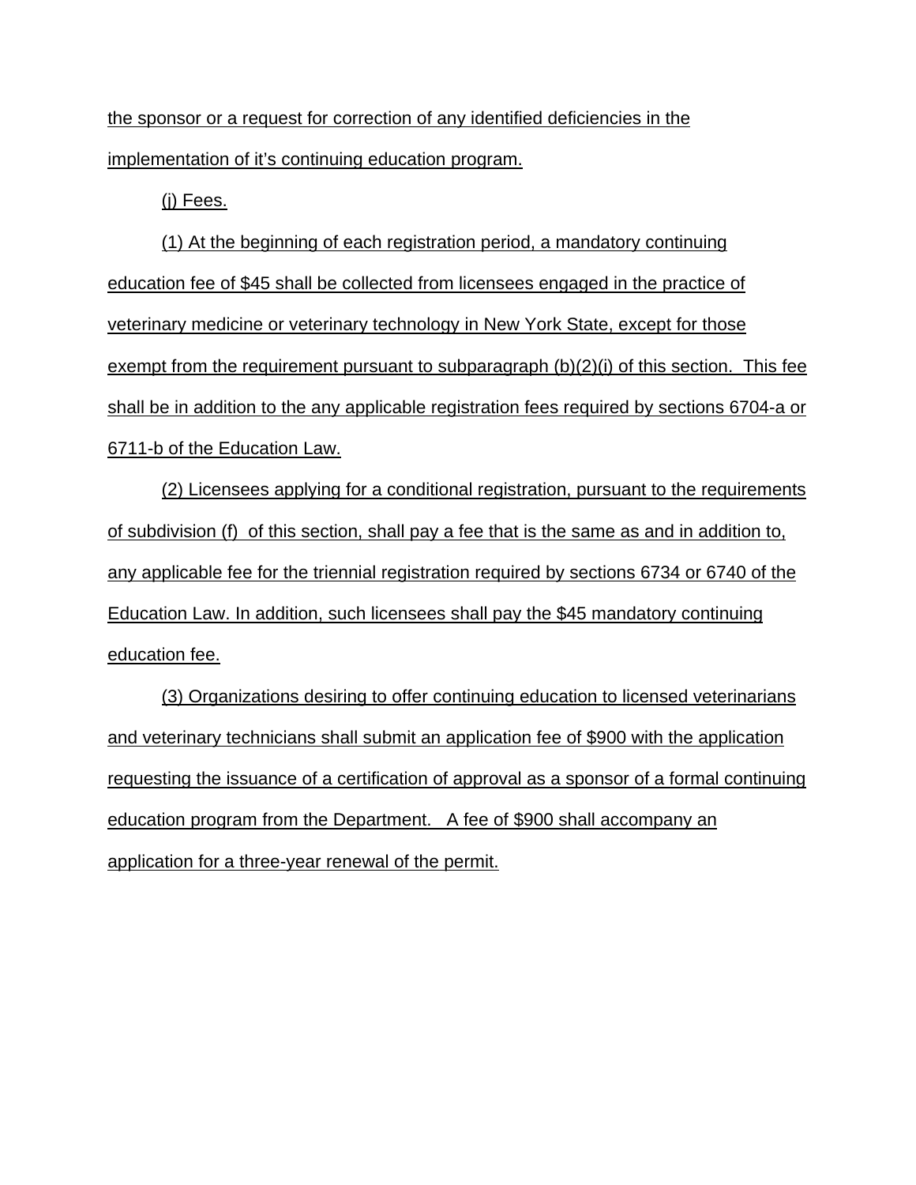the sponsor or a request for correction of any identified deficiencies in the implementation of it's continuing education program.

(j) Fees.

(1) At the beginning of each registration period, a mandatory continuing education fee of $45 shall be collected from licensees engaged in the practice of veterinary medicine or veterinary technology in New York State, except for those exempt from the requirement pursuant to subparagraph (b)(2)(i) of this section. This fee shall be in addition to the any applicable registration fees required by sections 6704-a or 6711-b of the Education Law.

(2) Licensees applying for a conditional registration, pursuant to the requirements of subdivision (f) of this section, shall pay a fee that is the same as and in addition to, any applicable fee for the triennial registration required by sections 6734 or 6740 of the Education Law. In addition, such licensees shall pay the $45 mandatory continuing education fee.

(3) Organizations desiring to offer continuing education to licensed veterinarians and veterinary technicians shall submit an application fee of $900 with the application requesting the issuance of a certification of approval as a sponsor of a formal continuing education program from the Department. A fee of $900 shall accompany an application for a three-year renewal of the permit.